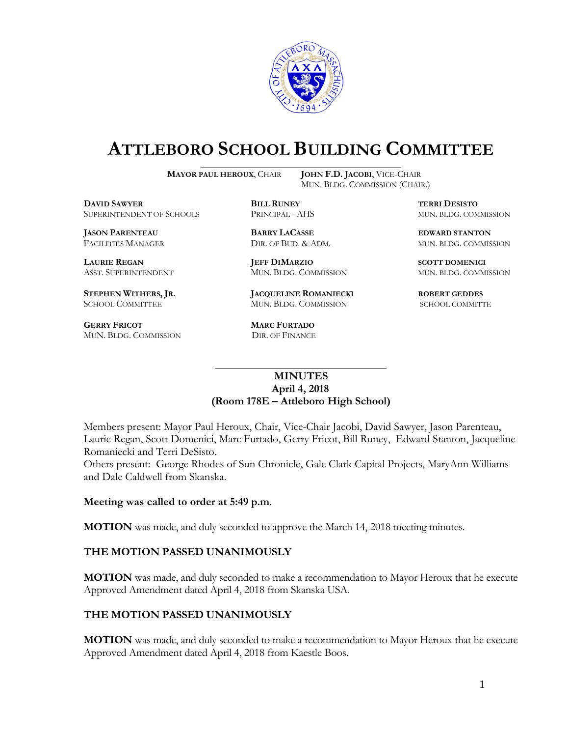# ATTLEBORO SCHOOL BUILDING COMMITTEE

**MAYOR PAUL HEROUX**, CHAIR

**JOHN F.D. JACOBI**, VICE-CHAIR
MUN. BLDG. COMMISSION (CHAIR.)

**DAVID SAWYER**
SUPERINTENDENT OF SCHOOLS

**BILL RUNEY**
PRINCIPAL - AHS

**TERRI DESISTO**
MUN. BLDG. COMMISSION

**JASON PARENTEAU**
FACILITIES MANAGER

**BARRY LACASSE**
DIR. OF BUD. & ADM.

**EDWARD STANTON**
MUN. BLDG. COMMISSION

**LAURIE REGAN**
ASST. SUPERINTENDENT

**JEFF DIMARZIO**
MUN. BLDG. COMMISSION

**SCOTT DOMENICI**
MUN. BLDG. COMMISSION

**STEPHEN WITHERS, JR.**
SCHOOL COMMITTEE

**JACQUELINE ROMANIECKI**
MUN. BLDG. COMMISSION

**ROBERT GEDDES**
SCHOOL COMMITTE

**GERRY FRICOT**
MUN. BLDG. COMMISSION

**MARC FURTADO**
DIR. OF FINANCE

---

**MINUTES**
**April 4, 2018**
**(Room 178E – Attleboro High School)**

Members present: Mayor Paul Heroux, Chair, Vice-Chair Jacobi, David Sawyer, Jason Parenteau, Laurie Regan, Scott Domenici, Marc Furtado, Gerry Fricot, Bill Runey, Edward Stanton, Jacqueline Romaniecki and Terri DeSisto.
Others present: George Rhodes of Sun Chronicle, Gale Clark Capital Projects, MaryAnn Williams and Dale Caldwell from Skanska.

**Meeting was called to order at 5:49 p.m**.

**MOTION** was made, and duly seconded to approve the March 14, 2018 meeting minutes.

**THE MOTION PASSED UNANIMOUSLY**

**MOTION** was made, and duly seconded to make a recommendation to Mayor Heroux that he execute Approved Amendment dated April 4, 2018 from Skanska USA.

**THE MOTION PASSED UNANIMOUSLY**

**MOTION** was made, and duly seconded to make a recommendation to Mayor Heroux that he execute Approved Amendment dated April 4, 2018 from Kaestle Boos.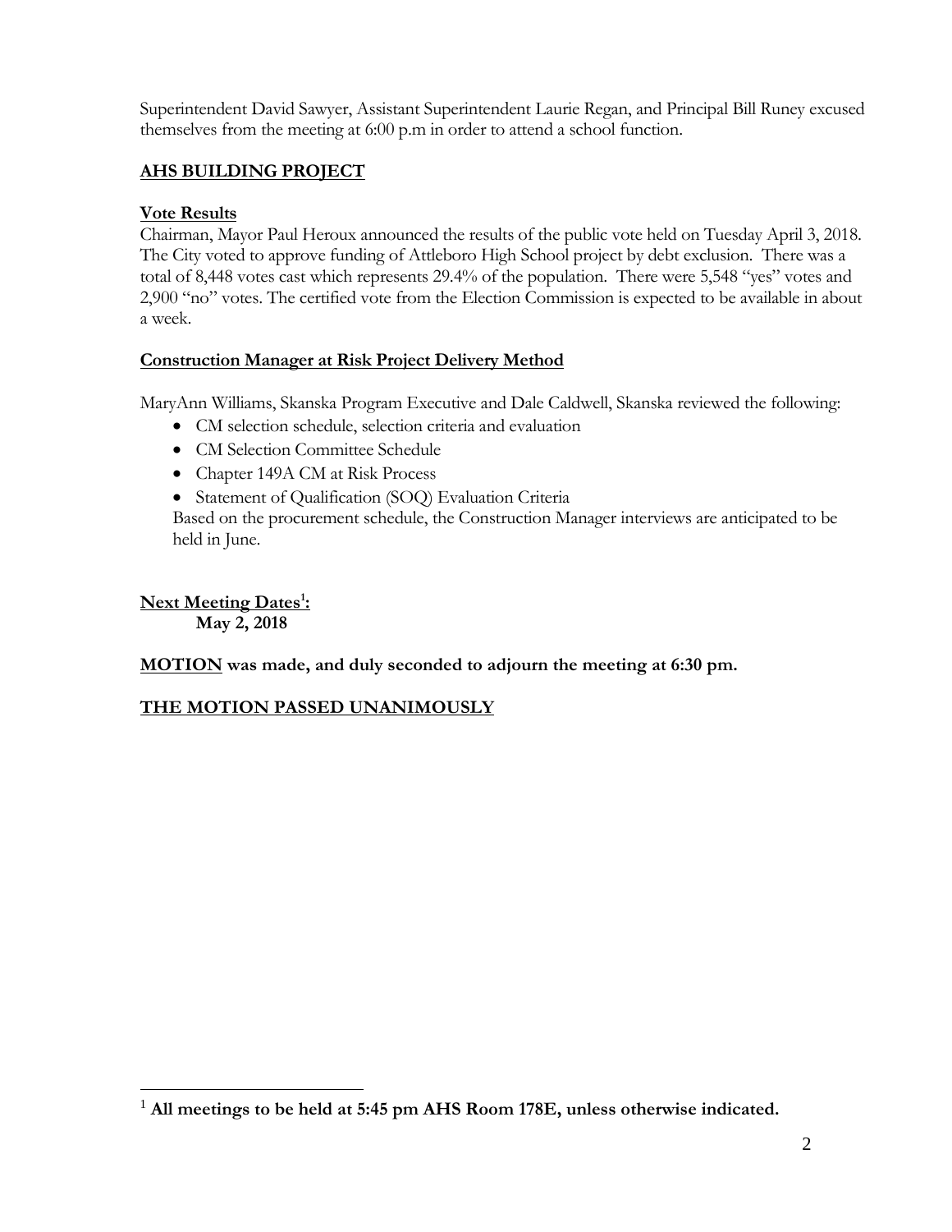Superintendent David Sawyer, Assistant Superintendent Laurie Regan, and Principal Bill Runey excused themselves from the meeting at 6:00 p.m in order to attend a school function.

## AHS BUILDING PROJECT

### Vote Results

Chairman, Mayor Paul Heroux announced the results of the public vote held on Tuesday April 3, 2018. The City voted to approve funding of Attleboro High School project by debt exclusion. There was a total of 8,448 votes cast which represents 29.4% of the population. There were 5,548 "yes" votes and 2,900 "no" votes. The certified vote from the Election Commission is expected to be available in about a week.

### Construction Manager at Risk Project Delivery Method

MaryAnn Williams, Skanska Program Executive and Dale Caldwell, Skanska reviewed the following:

- CM selection schedule, selection criteria and evaluation
- CM Selection Committee Schedule
- Chapter 149A CM at Risk Process
- Statement of Qualification (SOQ) Evaluation Criteria

Based on the procurement schedule, the Construction Manager interviews are anticipated to be held in June.

**Next Meeting Dates[1]:**
**May 2, 2018**

**MOTION was made, and duly seconded to adjourn the meeting at 6:30 pm.**

**THE MOTION PASSED UNANIMOUSLY**

[1] **All meetings to be held at 5:45 pm AHS Room 178E, unless otherwise indicated.**